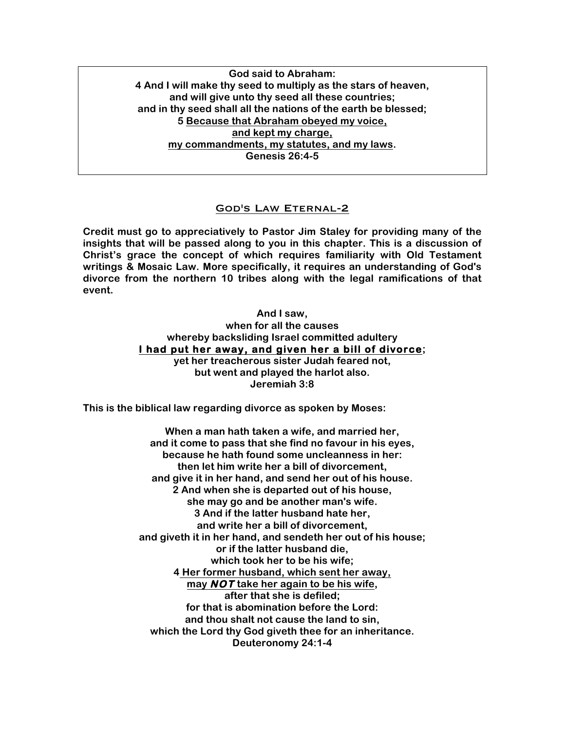**God said to Abraham:**
**4 And I will make thy seed to multiply as the stars of heaven,**
**and will give unto thy seed all these countries;**
**and in thy seed shall all the nations of the earth be blessed;**
**5 <u>Because that Abraham obeyed my voice,</u>**
**<u>and kept my charge,</u>**
**<u>my commandments, my statutes, and my laws</u>.**
**Genesis 26:4-5**

## God's Law Eternal-2

**Credit must go to appreciatively to Pastor Jim Staley for providing many of the insights that will be passed along to you in this chapter. This is a discussion of Christ's grace the concept of which requires familiarity with Old Testament writings & Mosaic Law. More specifically, it requires an understanding of God's divorce from the northern 10 tribes along with the legal ramifications of that event.**

**And I saw,**
**when for all the causes**
**whereby backsliding Israel committed adultery**
**<u>I had put her away, and given her a bill of divorce</u>;**
**yet her treacherous sister Judah feared not,**
**but went and played the harlot also.**
**Jeremiah 3:8**

**This is the biblical law regarding divorce as spoken by Moses:**

**When a man hath taken a wife, and married her,**
**and it come to pass that she find no favour in his eyes,**
**because he hath found some uncleanness in her:**
**then let him write her a bill of divorcement,**
**and give it in her hand, and send her out of his house.**
**2 And when she is departed out of his house,**
**she may go and be another man's wife.**
**3 And if the latter husband hate her,**
**and write her a bill of divorcement,**
**and giveth it in her hand, and sendeth her out of his house;**
**or if the latter husband die,**
**which took her to be his wife;**
**4 <u>Her former husband, which sent her away,</u>**
**<u>may *NOT* take her again to be his wife</u>,**
**after that she is defiled;**
**for that is abomination before the Lord:**
**and thou shalt not cause the land to sin,**
**which the Lord thy God giveth thee for an inheritance.**
**Deuteronomy 24:1-4**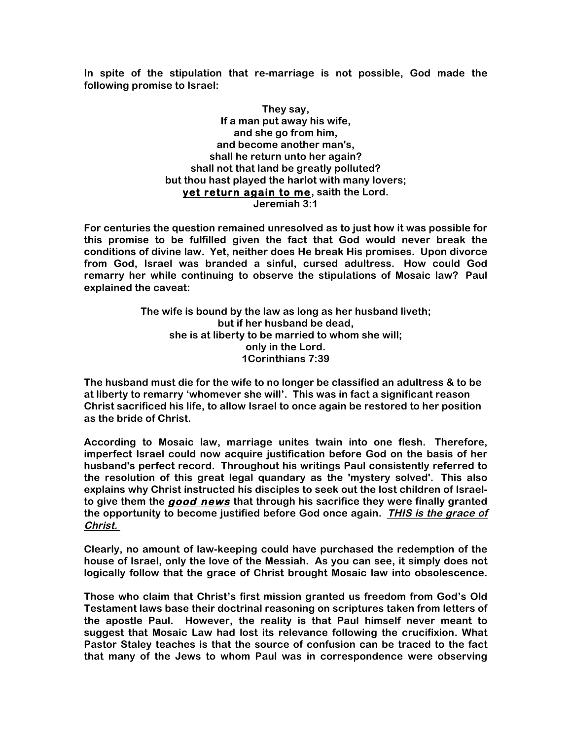**In spite of the stipulation that re-marriage is not possible, God made the following promise to Israel:**

**They say,**
**If a man put away his wife,**
**and she go from him,**
**and become another man's,**
**shall he return unto her again?**
**shall not that land be greatly polluted?**
**but thou hast played the harlot with many lovers;**
**<u>yet return again to me</u>, saith the Lord.**
**Jeremiah 3:1**

**For centuries the question remained unresolved as to just how it was possible for this promise to be fulfilled given the fact that God would never break the conditions of divine law. Yet, neither does He break His promises. Upon divorce from God, Israel was branded a sinful, cursed adultress. How could God remarry her while continuing to observe the stipulations of Mosaic law? Paul explained the caveat:**

**The wife is bound by the law as long as her husband liveth;**
**but if her husband be dead,**
**she is at liberty to be married to whom she will;**
**only in the Lord.**
**1Corinthians 7:39**

**The husband must die for the wife to no longer be classified an adultress & to be at liberty to remarry 'whomever she will'. This was in fact a significant reason Christ sacrificed his life, to allow Israel to once again be restored to her position as the bride of Christ.**

**According to Mosaic law, marriage unites twain into one flesh. Therefore, imperfect Israel could now acquire justification before God on the basis of her husband's perfect record. Throughout his writings Paul consistently referred to the resolution of this great legal quandary as the 'mystery solved'. This also explains why Christ instructed his disciples to seek out the lost children of Israel- to give them the *<u>good news</u>* that through his sacrifice they were finally granted the opportunity to become justified before God once again. *<u>THIS is the grace of Christ.</u>***

**Clearly, no amount of law-keeping could have purchased the redemption of the house of Israel, only the love of the Messiah. As you can see, it simply does not logically follow that the grace of Christ brought Mosaic law into obsolescence.**

**Those who claim that Christ's first mission granted us freedom from God's Old Testament laws base their doctrinal reasoning on scriptures taken from letters of the apostle Paul. However, the reality is that Paul himself never meant to suggest that Mosaic Law had lost its relevance following the crucifixion. What Pastor Staley teaches is that the source of confusion can be traced to the fact that many of the Jews to whom Paul was in correspondence were observing**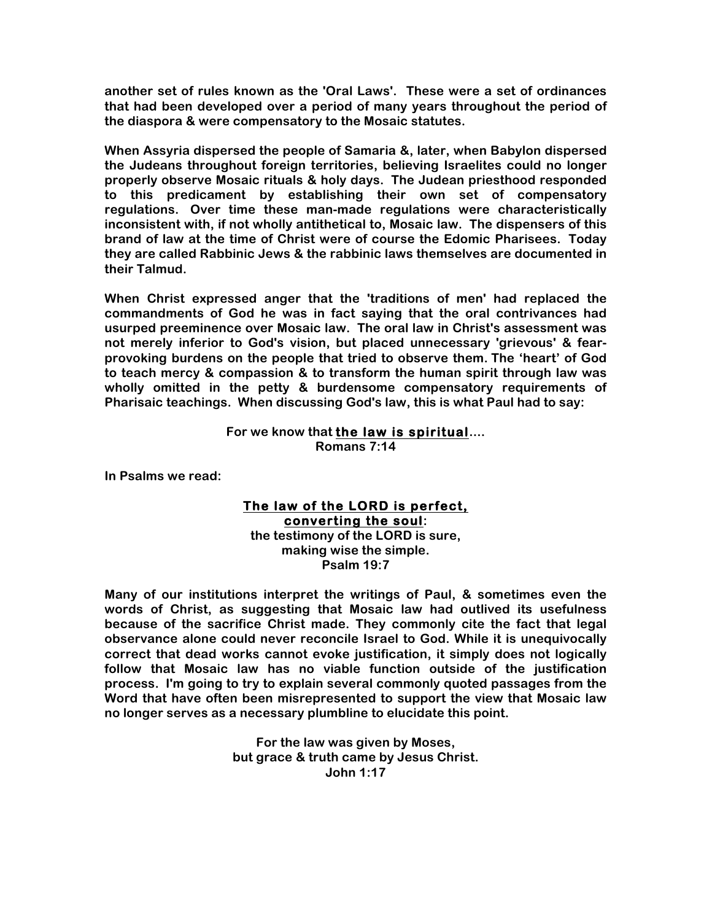**another set of rules known as the 'Oral Laws'. These were a set of ordinances that had been developed over a period of many years throughout the period of the diaspora & were compensatory to the Mosaic statutes.**

**When Assyria dispersed the people of Samaria &, later, when Babylon dispersed the Judeans throughout foreign territories, believing Israelites could no longer properly observe Mosaic rituals & holy days. The Judean priesthood responded to this predicament by establishing their own set of compensatory regulations. Over time these man-made regulations were characteristically inconsistent with, if not wholly antithetical to, Mosaic law. The dispensers of this brand of law at the time of Christ were of course the Edomic Pharisees. Today they are called Rabbinic Jews & the rabbinic laws themselves are documented in their Talmud.**

**When Christ expressed anger that the 'traditions of men' had replaced the commandments of God he was in fact saying that the oral contrivances had usurped preeminence over Mosaic law. The oral law in Christ's assessment was not merely inferior to God's vision, but placed unnecessary 'grievous' & fear-provoking burdens on the people that tried to observe them. The 'heart' of God to teach mercy & compassion & to transform the human spirit through law was wholly omitted in the petty & burdensome compensatory requirements of Pharisaic teachings. When discussing God's law, this is what Paul had to say:**

**For we know that <u>the law is spiritual</u>....**
**Romans 7:14**

**In Psalms we read:**

**<u>The law of the LORD is perfect,</u>**
**<u>converting the soul</u>:**
**the testimony of the LORD is sure,**
**making wise the simple.**
**Psalm 19:7**

**Many of our institutions interpret the writings of Paul, & sometimes even the words of Christ, as suggesting that Mosaic law had outlived its usefulness because of the sacrifice Christ made. They commonly cite the fact that legal observance alone could never reconcile Israel to God. While it is unequivocally correct that dead works cannot evoke justification, it simply does not logically follow that Mosaic law has no viable function outside of the justification process. I'm going to try to explain several commonly quoted passages from the Word that have often been misrepresented to support the view that Mosaic law no longer serves as a necessary plumbline to elucidate this point.**

**For the law was given by Moses,**
**but grace & truth came by Jesus Christ.**
**John 1:17**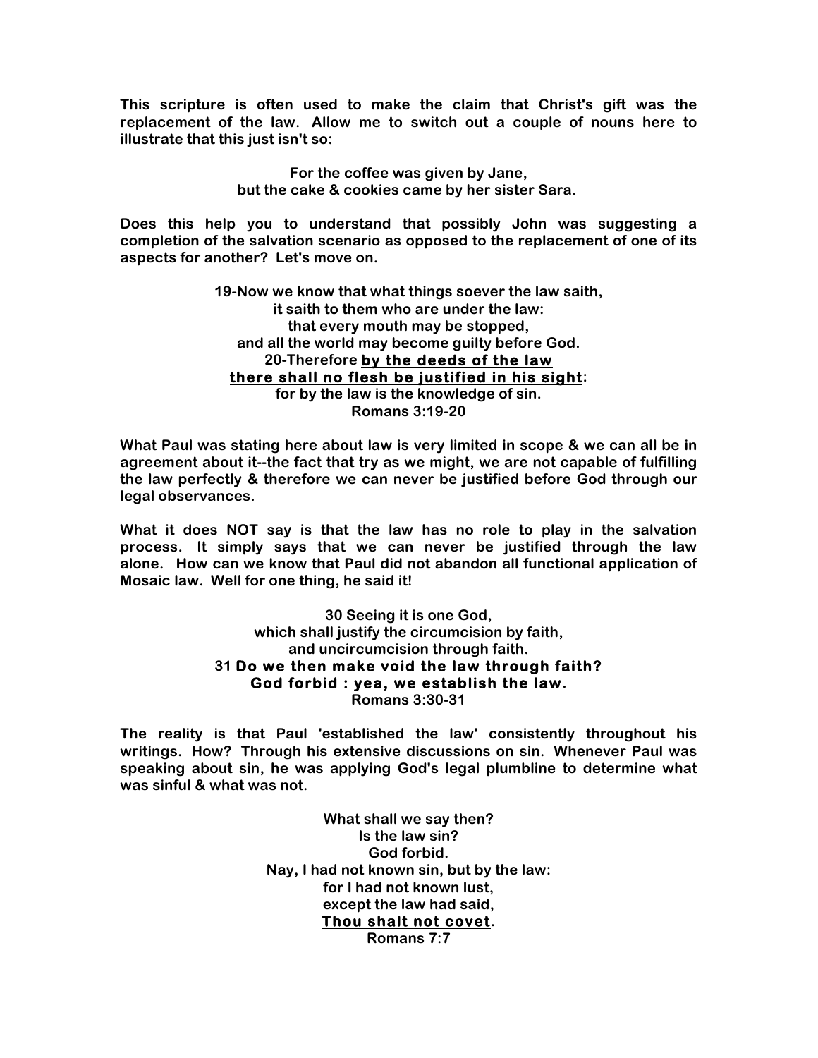**This scripture is often used to make the claim that Christ's gift was the replacement of the law. Allow me to switch out a couple of nouns here to illustrate that this just isn't so:**

**For the coffee was given by Jane,**
**but the cake & cookies came by her sister Sara.**

**Does this help you to understand that possibly John was suggesting a completion of the salvation scenario as opposed to the replacement of one of its aspects for another? Let's move on.**

**19-Now we know that what things soever the law saith,**
**it saith to them who are under the law:**
**that every mouth may be stopped,**
**and all the world may become guilty before God.**
**20-Therefore <u>by the deeds of the law</u>**
**<u>there shall no flesh be justified in his sight</u>:**
**for by the law is the knowledge of sin.**
**Romans 3:19-20**

**What Paul was stating here about law is very limited in scope & we can all be in agreement about it--the fact that try as we might, we are not capable of fulfilling the law perfectly & therefore we can never be justified before God through our legal observances.**

**What it does NOT say is that the law has no role to play in the salvation process. It simply says that we can never be justified through the law alone. How can we know that Paul did not abandon all functional application of Mosaic law. Well for one thing, he said it!**

**30 Seeing it is one God,**
**which shall justify the circumcision by faith,**
**and uncircumcision through faith.**
**31 <u>Do we then make void the law through faith?</u>**
**<u>God forbid : yea, we establish the law</u>.**
**Romans 3:30-31**

**The reality is that Paul 'established the law' consistently throughout his writings. How? Through his extensive discussions on sin. Whenever Paul was speaking about sin, he was applying God's legal plumbline to determine what was sinful & what was not.**

**What shall we say then?**
**Is the law sin?**
**God forbid.**
**Nay, I had not known sin, but by the law:**
**for I had not known lust,**
**except the law had said,**
**<u>Thou shalt not covet</u>.**
**Romans 7:7**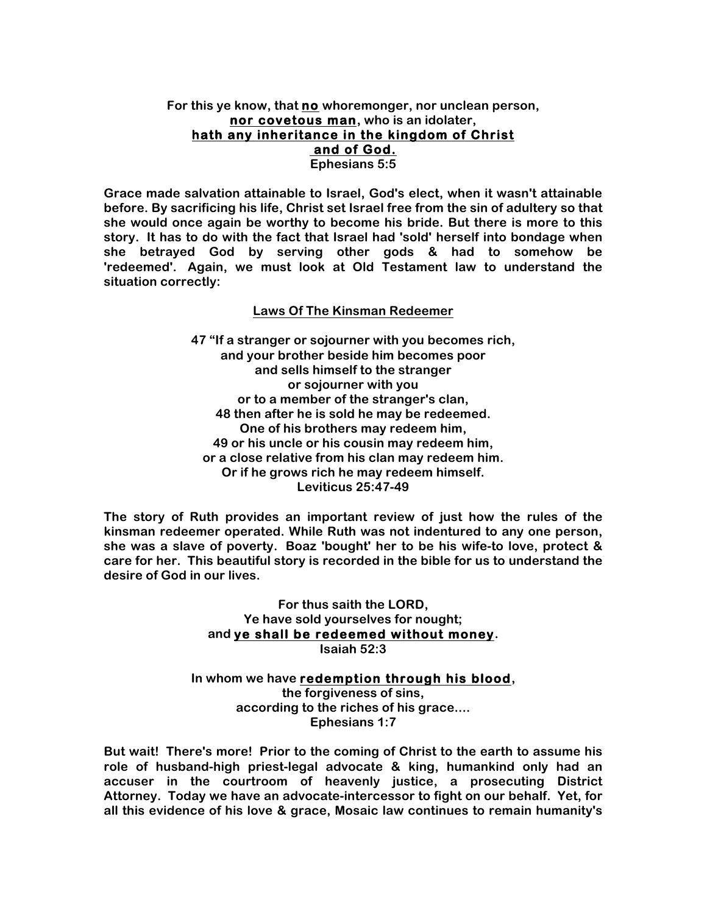**For this ye know, that <u>no</u> whoremonger, nor unclean person,**
**<u>nor covetous man</u>, who is an idolater,**
**<u>hath any inheritance in the kingdom of Christ</u>**
**<u>and of God.</u>**
**Ephesians 5:5**

**Grace made salvation attainable to Israel, God's elect, when it wasn't attainable before. By sacrificing his life, Christ set Israel free from the sin of adultery so that she would once again be worthy to become his bride. But there is more to this story. It has to do with the fact that Israel had 'sold' herself into bondage when she betrayed God by serving other gods & had to somehow be 'redeemed'. Again, we must look at Old Testament law to understand the situation correctly:**

**<u>Laws Of The Kinsman Redeemer</u>**

**47 "If a stranger or sojourner with you becomes rich,**
**and your brother beside him becomes poor**
**and sells himself to the stranger**
**or sojourner with you**
**or to a member of the stranger's clan,**
**48 then after he is sold he may be redeemed.**
**One of his brothers may redeem him,**
**49 or his uncle or his cousin may redeem him,**
**or a close relative from his clan may redeem him.**
**Or if he grows rich he may redeem himself.**
**Leviticus 25:47-49**

**The story of Ruth provides an important review of just how the rules of the kinsman redeemer operated. While Ruth was not indentured to any one person, she was a slave of poverty. Boaz 'bought' her to be his wife-to love, protect & care for her. This beautiful story is recorded in the bible for us to understand the desire of God in our lives.**

**For thus saith the LORD,**
**Ye have sold yourselves for nought;**
**and <u>ye shall be redeemed without money</u>.**
**Isaiah 52:3**

**In whom we have <u>redemption through his blood</u>,**
**the forgiveness of sins,**
**according to the riches of his grace....**
**Ephesians 1:7**

**But wait! There's more! Prior to the coming of Christ to the earth to assume his role of husband-high priest-legal advocate & king, humankind only had an accuser in the courtroom of heavenly justice, a prosecuting District Attorney. Today we have an advocate-intercessor to fight on our behalf. Yet, for all this evidence of his love & grace, Mosaic law continues to remain humanity's**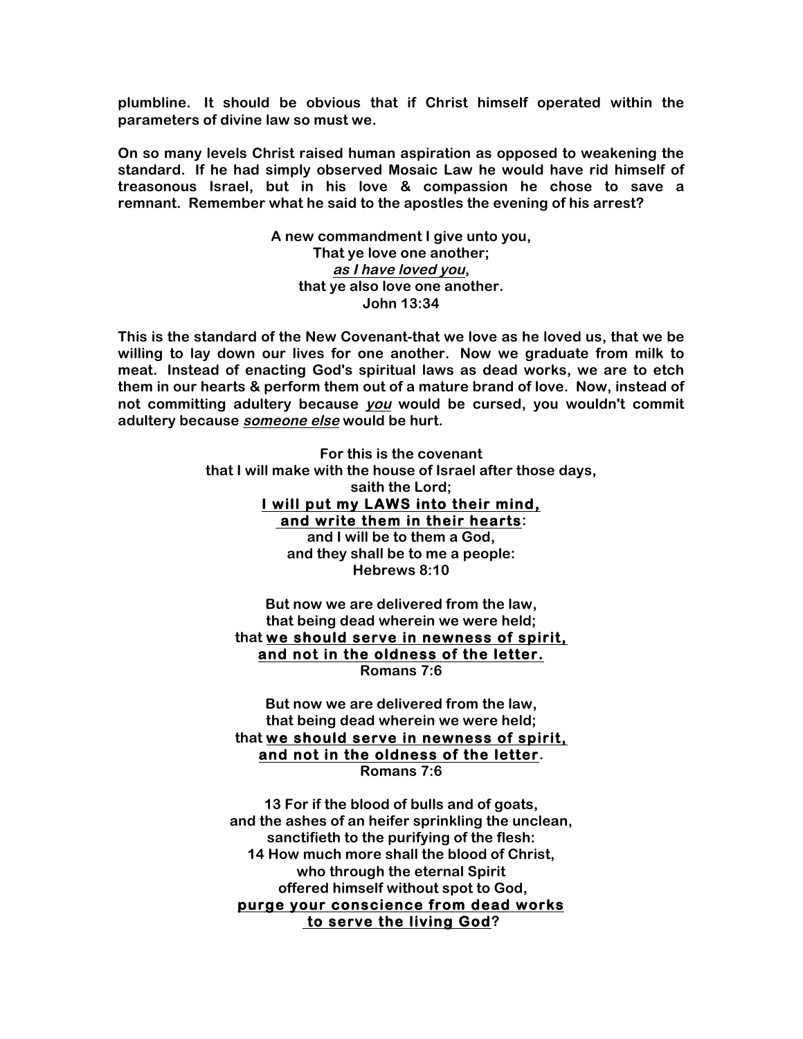**plumbline. It should be obvious that if Christ himself operated within the parameters of divine law so must we.**

**On so many levels Christ raised human aspiration as opposed to weakening the standard. If he had simply observed Mosaic Law he would have rid himself of treasonous Israel, but in his love & compassion he chose to save a remnant. Remember what he said to the apostles the evening of his arrest?**

<center>

**A new commandment I give unto you,**
**That ye love one another;**
***<u>as I have loved you</u>*,**
**that ye also love one another.**
**John 13:34**

</center>

**This is the standard of the New Covenant-that we love as he loved us, that we be willing to lay down our lives for one another. Now we graduate from milk to meat. Instead of enacting God's spiritual laws as dead works, we are to etch them in our hearts & perform them out of a mature brand of love. Now, instead of not committing adultery because *<u>you</u>* would be cursed, you wouldn't commit adultery because *<u>someone else</u>* would be hurt.**

<center>

**For this is the covenant**
**that I will make with the house of Israel after those days,**
**saith the Lord;**
**<u>I will put my LAWS into their mind,</u>**
**<u>and write them in their hearts</u>:**
**and I will be to them a God,**
**and they shall be to me a people:**
**Hebrews 8:10**

**But now we are delivered from the law,**
**that being dead wherein we were held;**
**that <u>we should serve in newness of spirit,</u>**
**<u>and not in the oldness of the letter.</u>**
**Romans 7:6**

**But now we are delivered from the law,**
**that being dead wherein we were held;**
**that <u>we should serve in newness of spirit,</u>**
**<u>and not in the oldness of the letter</u>.**
**Romans 7:6**

**13 For if the blood of bulls and of goats,**
**and the ashes of an heifer sprinkling the unclean,**
**sanctifieth to the purifying of the flesh:**
**14 How much more shall the blood of Christ,**
**who through the eternal Spirit**
**offered himself without spot to God,**
**<u>purge your conscience from dead works</u>**
**<u>to serve the living God</u>?**

</center>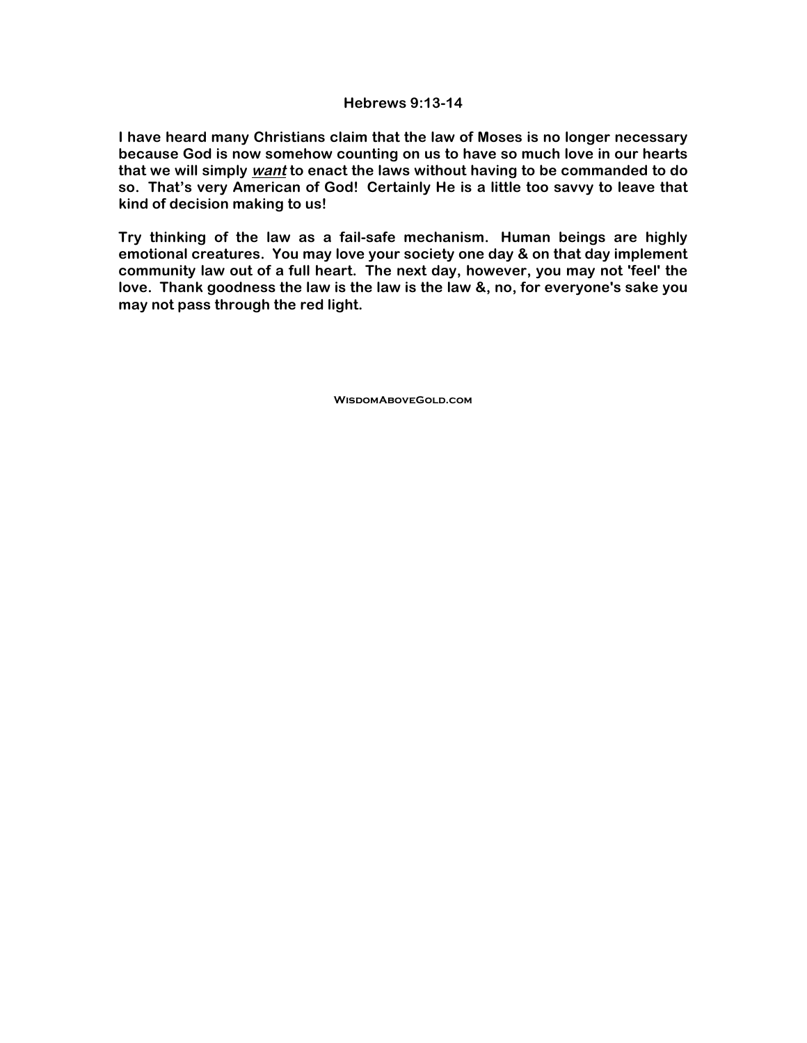**Hebrews 9:13-14**

**I have heard many Christians claim that the law of Moses is no longer necessary because God is now somehow counting on us to have so much love in our hearts that we will simply _**want**_ to enact the laws without having to be commanded to do so. That's very American of God! Certainly He is a little too savvy to leave that kind of decision making to us!**

**Try thinking of the law as a fail-safe mechanism. Human beings are highly emotional creatures. You may love your society one day & on that day implement community law out of a full heart. The next day, however, you may not 'feel' the love. Thank goodness the law is the law is the law &, no, for everyone's sake you may not pass through the red light.**

**WisdomAboveGold.com**